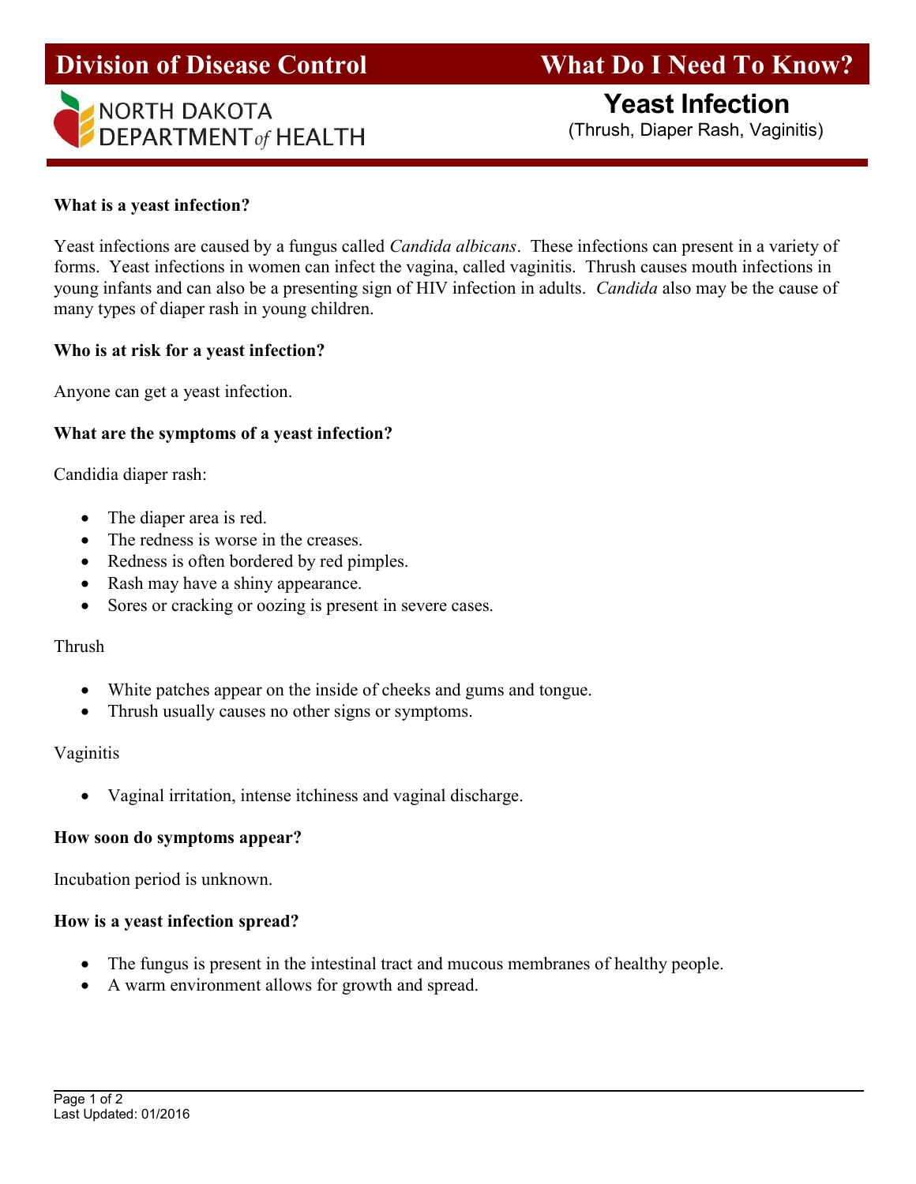**Division of Disease Control** | **What Do I Need To Know?**

NORTH DAKOTA DEPARTMENT *of* HEALTH

# Yeast Infection

(Thrush, Diaper Rash, Vaginitis)

**What is a yeast infection?**

Yeast infections are caused by a fungus called *Candida albicans*. These infections can present in a variety of forms. Yeast infections in women can infect the vagina, called vaginitis. Thrush causes mouth infections in young infants and can also be a presenting sign of HIV infection in adults. *Candida* also may be the cause of many types of diaper rash in young children.

**Who is at risk for a yeast infection?**

Anyone can get a yeast infection.

**What are the symptoms of a yeast infection?**

Candidia diaper rash:

- The diaper area is red.
- The redness is worse in the creases.
- Redness is often bordered by red pimples.
- Rash may have a shiny appearance.
- Sores or cracking or oozing is present in severe cases.

Thrush

- White patches appear on the inside of cheeks and gums and tongue.
- Thrush usually causes no other signs or symptoms.

Vaginitis

- Vaginal irritation, intense itchiness and vaginal discharge.

**How soon do symptoms appear?**

Incubation period is unknown.

**How is a yeast infection spread?**

- The fungus is present in the intestinal tract and mucous membranes of healthy people.
- A warm environment allows for growth and spread.

Last Updated: 01/2016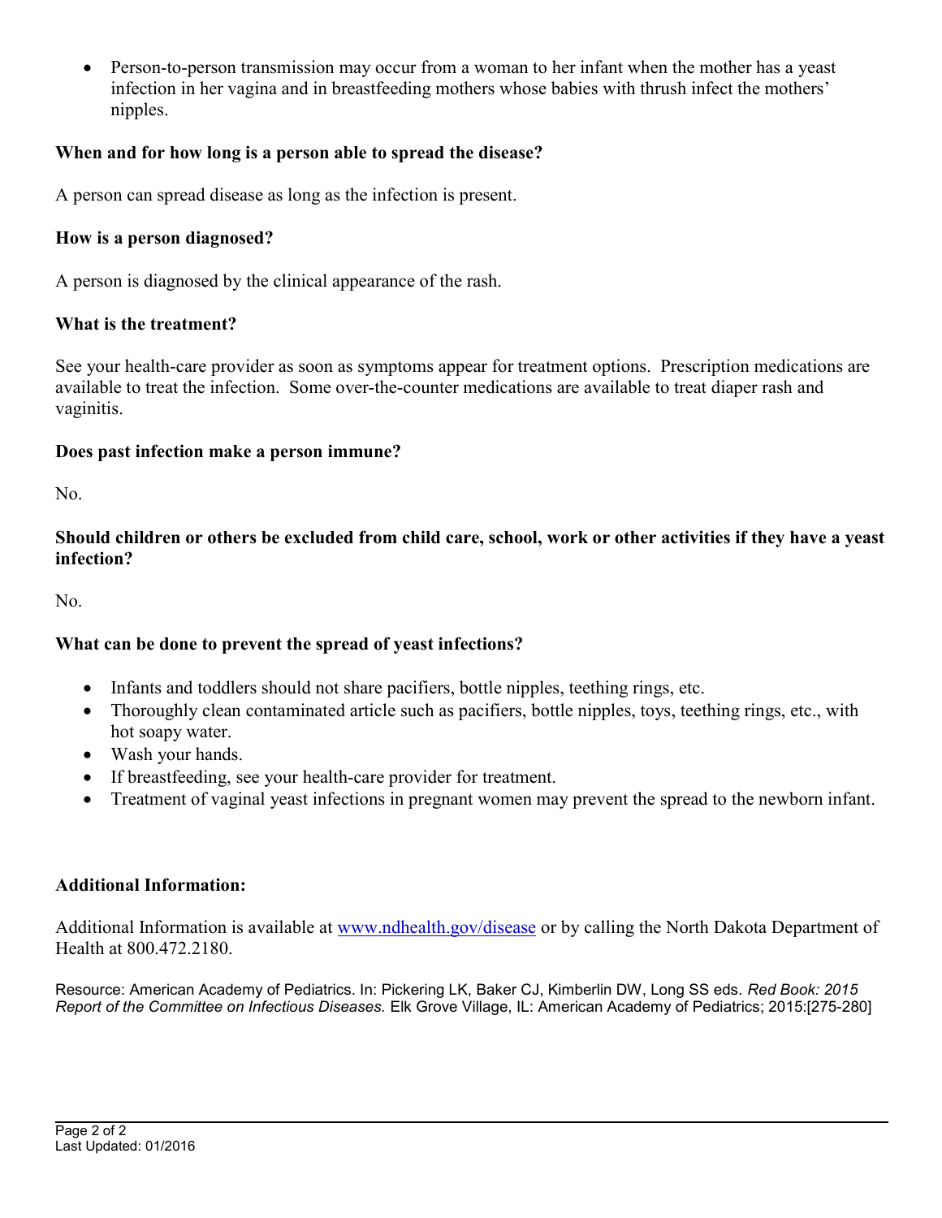- Person-to-person transmission may occur from a woman to her infant when the mother has a yeast infection in her vagina and in breastfeeding mothers whose babies with thrush infect the mothers' nipples.

**When and for how long is a person able to spread the disease?**

A person can spread disease as long as the infection is present.

**How is a person diagnosed?**

A person is diagnosed by the clinical appearance of the rash.

**What is the treatment?**

See your health-care provider as soon as symptoms appear for treatment options. Prescription medications are available to treat the infection. Some over-the-counter medications are available to treat diaper rash and vaginitis.

**Does past infection make a person immune?**

No.

**Should children or others be excluded from child care, school, work or other activities if they have a yeast infection?**

No.

**What can be done to prevent the spread of yeast infections?**

- Infants and toddlers should not share pacifiers, bottle nipples, teething rings, etc.
- Thoroughly clean contaminated article such as pacifiers, bottle nipples, toys, teething rings, etc., with hot soapy water.
- Wash your hands.
- If breastfeeding, see your health-care provider for treatment.
- Treatment of vaginal yeast infections in pregnant women may prevent the spread to the newborn infant.

**Additional Information:**

Additional Information is available at [www.ndhealth.gov/disease](http://www.ndhealth.gov/disease) or by calling the North Dakota Department of Health at 800.472.2180.

Resource: American Academy of Pediatrics. In: Pickering LK, Baker CJ, Kimberlin DW, Long SS eds. *Red Book: 2015 Report of the Committee on Infectious Diseases.* Elk Grove Village, IL: American Academy of Pediatrics; 2015:[275-280]

Last Updated: 01/2016